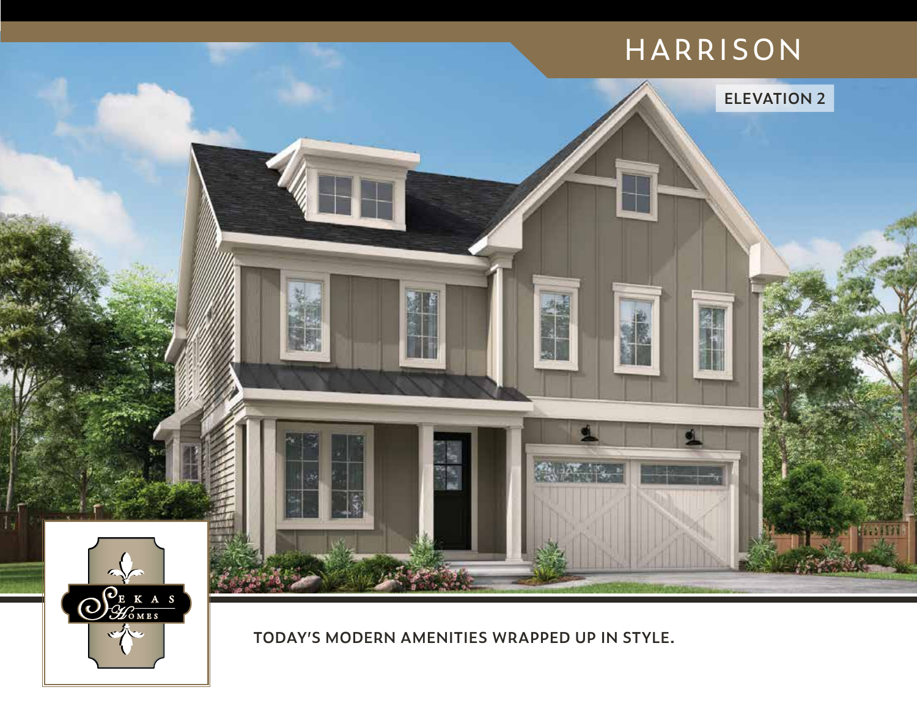# HARRISON

ELEVATION 2

SEKAS HOMES

**TODAY'S MODERN AMENITIES WRAPPED UP IN STYLE.**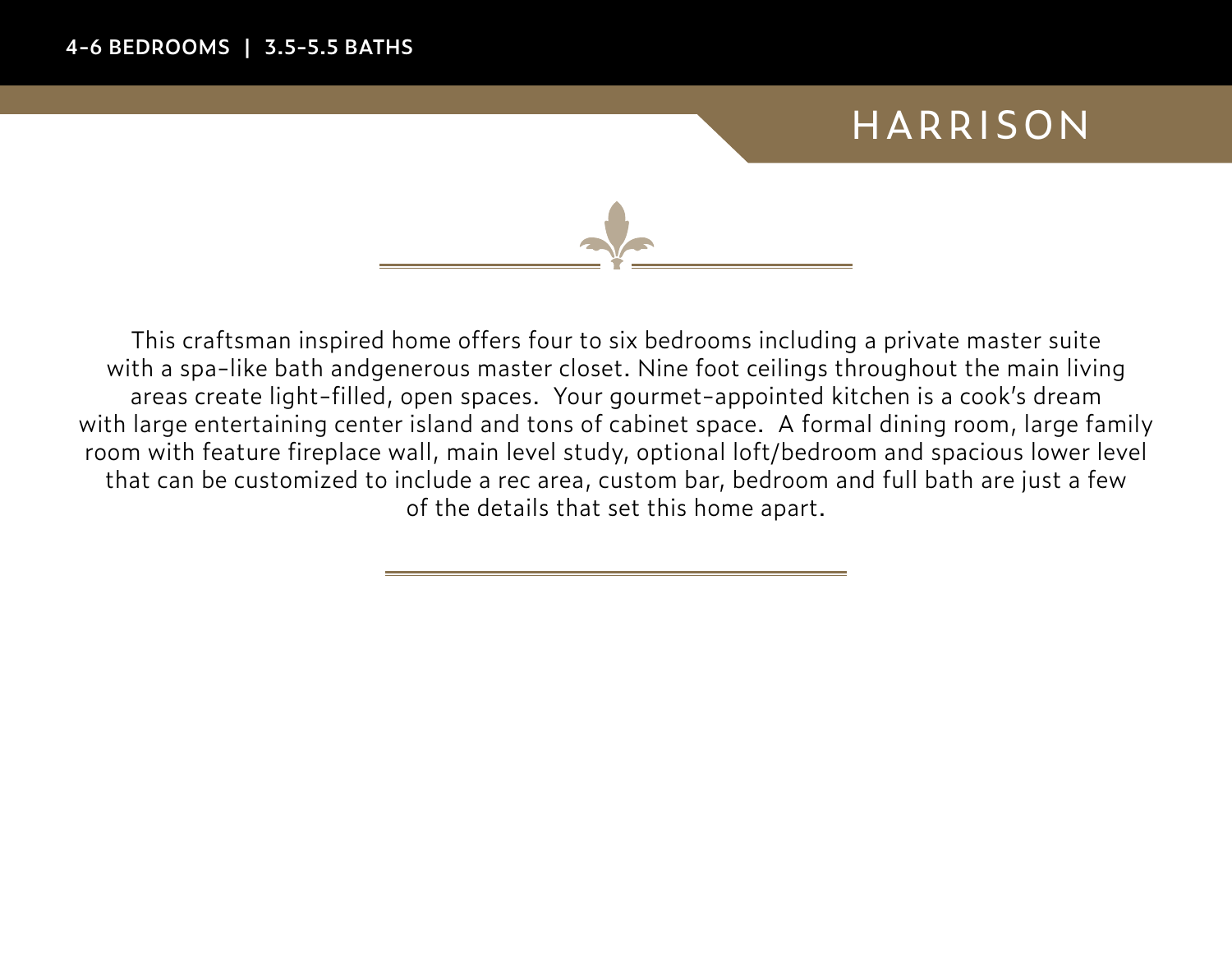**4-6 BEDROOMS | 3.5-5.5 BATHS**

# HARRISON

This craftsman inspired home offers four to six bedrooms including a private master suite with a spa-like bath andgenerous master closet. Nine foot ceilings throughout the main living areas create light-filled, open spaces. Your gourmet-appointed kitchen is a cook's dream with large entertaining center island and tons of cabinet space. A formal dining room, large family room with feature fireplace wall, main level study, optional loft/bedroom and spacious lower level that can be customized to include a rec area, custom bar, bedroom and full bath are just a few of the details that set this home apart.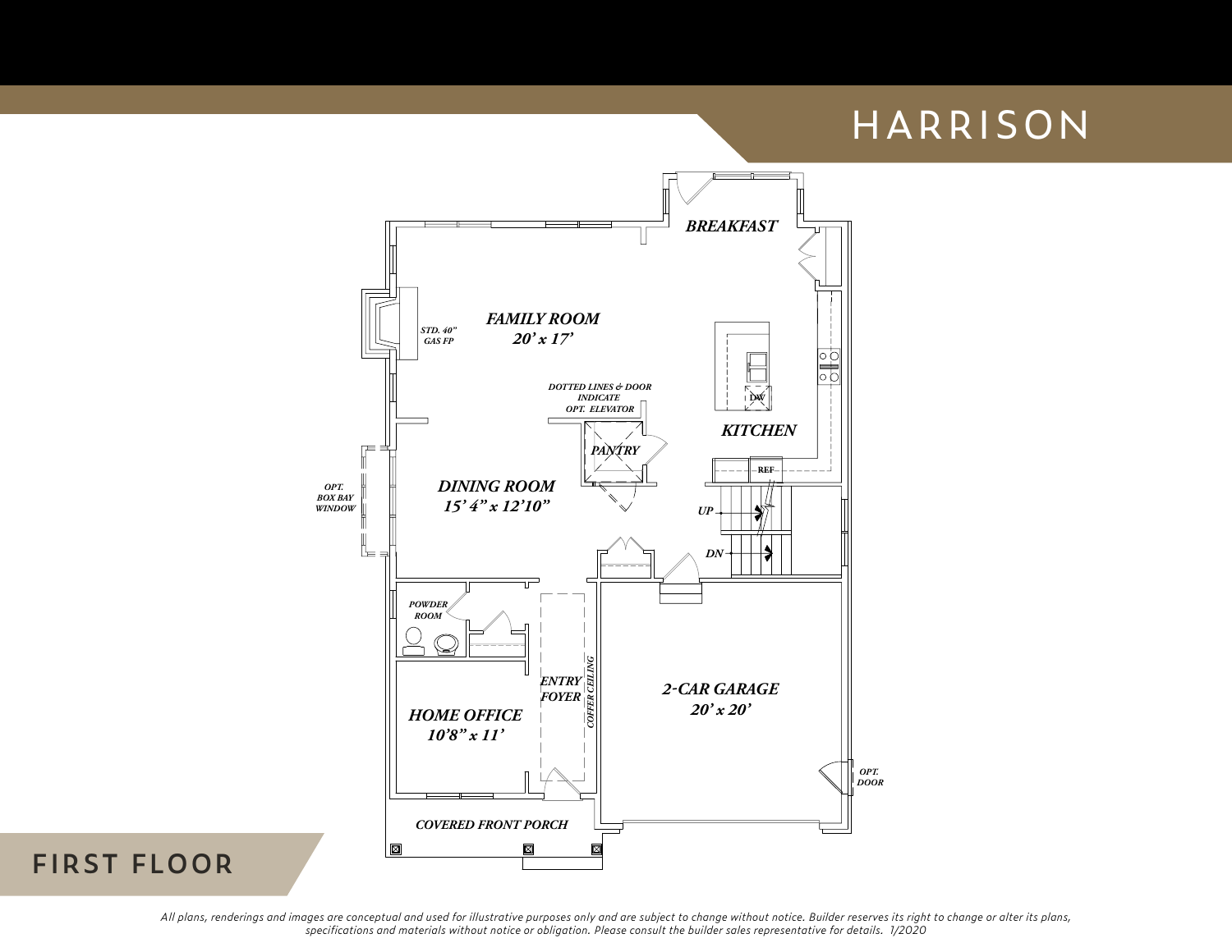# HARRISON

## FIRST FLOOR

BREAKFAST

FAMILY ROOM
20' x 17'

STD. 40" GAS FP

DOTTED LINES & DOOR INDICATE OPT. ELEVATOR

KITCHEN

DW

PANTRY

REF

UP

DN

OPT. BOX BAY WINDOW

DINING ROOM
15' 4" x 12'10"

POWDER ROOM

ENTRY FOYER

COFFER CEILING

2-CAR GARAGE
20' x 20'

HOME OFFICE
10'8" x 11'

OPT. DOOR

COVERED FRONT PORCH

*All plans, renderings and images are conceptual and used for illustrative purposes only and are subject to change without notice. Builder reserves its right to change or alter its plans, specifications and materials without notice or obligation. Please consult the builder sales representative for details. 1/2020*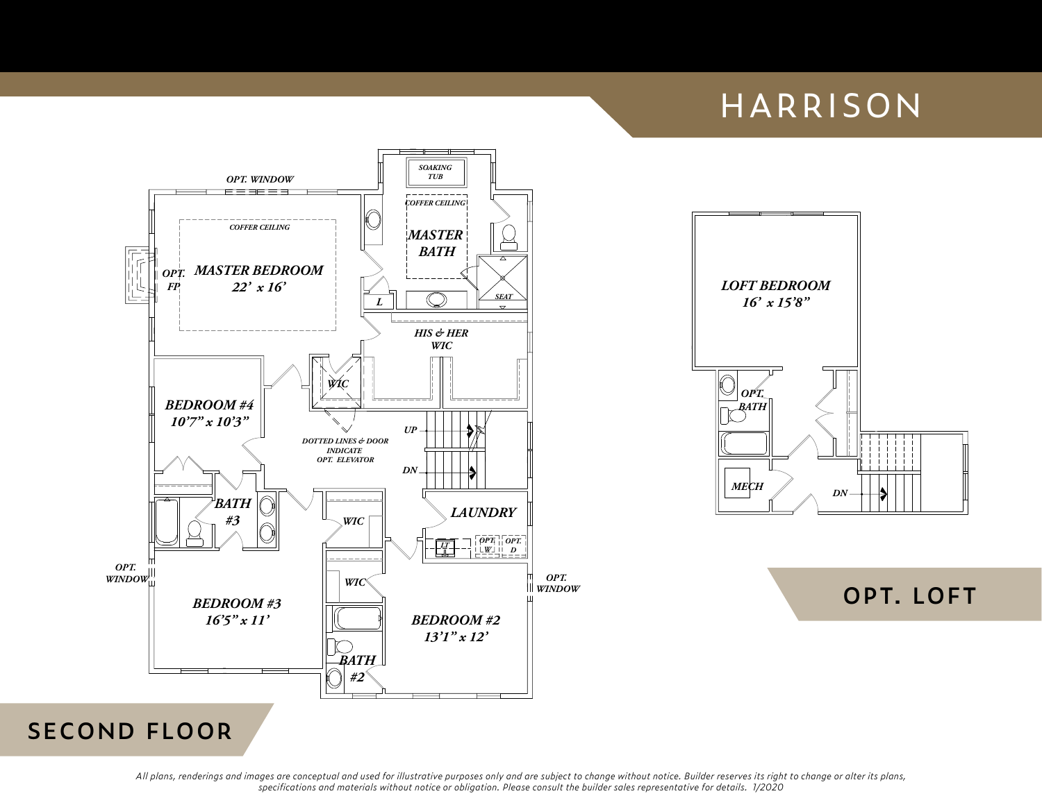# HARRISON

OPT. WINDOW

COFFER CEILING

OPT. FP

MASTER BEDROOM
22' x 16'

SOAKING TUB

COFFER CEILING

MASTER BATH

L

SEAT

HIS & HER WIC

WIC

BEDROOM #4
10'7" x 10'3"

DOTTED LINES & DOOR INDICATE OPT. ELEVATOR

UP

DN

LAUNDRY

LT

OPT. W

OPT. D

BATH #3

WIC

WIC

OPT. WINDOW

BEDROOM #3
16'5" x 11'

OPT. WINDOW

BEDROOM #2
13'1" x 12'

BATH #2

## SECOND FLOOR

LOFT BEDROOM
16' x 15'8"

OPT. BATH

MECH

DN

## OPT. LOFT

*All plans, renderings and images are conceptual and used for illustrative purposes only and are subject to change without notice. Builder reserves its right to change or alter its plans, specifications and materials without notice or obligation. Please consult the builder sales representative for details. 1/2020*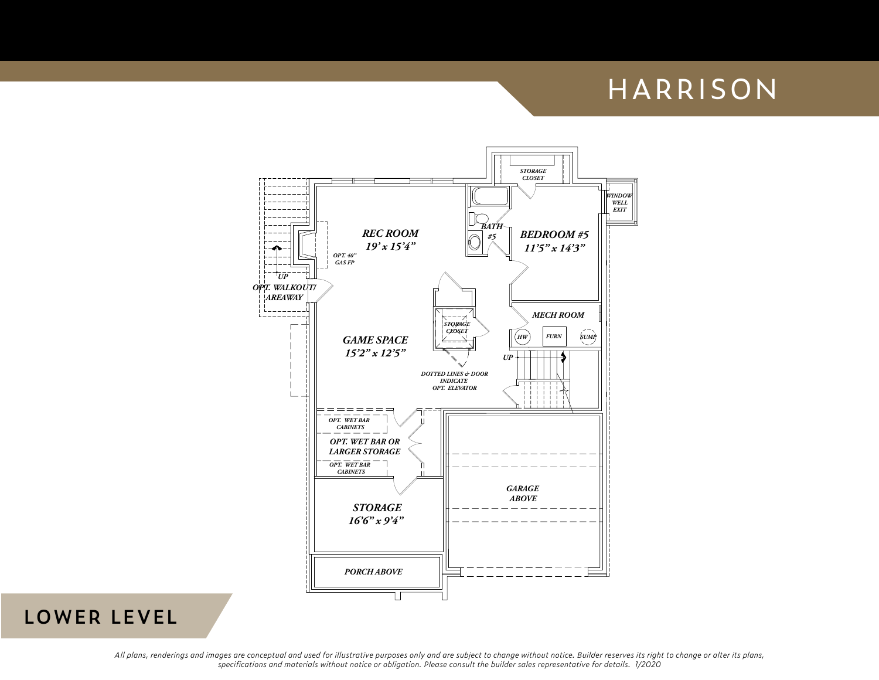# HARRISON

## LOWER LEVEL

REC ROOM
19' x 15'4"

OPT. 40" GAS FP

UP

OPT. WALKOUT/ AREAWAY

STORAGE CLOSET

BATH #5

BEDROOM #5
11'5" x 14'3"

WINDOW WELL EXIT

MECH ROOM

HW

FURN

SUMP

GAME SPACE
15'2" x 12'5"

STORAGE CLOSET

UP

DOTTED LINES & DOOR INDICATE OPT. ELEVATOR

OPT. WET BAR CABINETS

OPT. WET BAR OR LARGER STORAGE

OPT. WET BAR CABINETS

STORAGE
16'6" x 9'4"

GARAGE ABOVE

PORCH ABOVE

*All plans, renderings and images are conceptual and used for illustrative purposes only and are subject to change without notice. Builder reserves its right to change or alter its plans, specifications and materials without notice or obligation. Please consult the builder sales representative for details. 1/2020*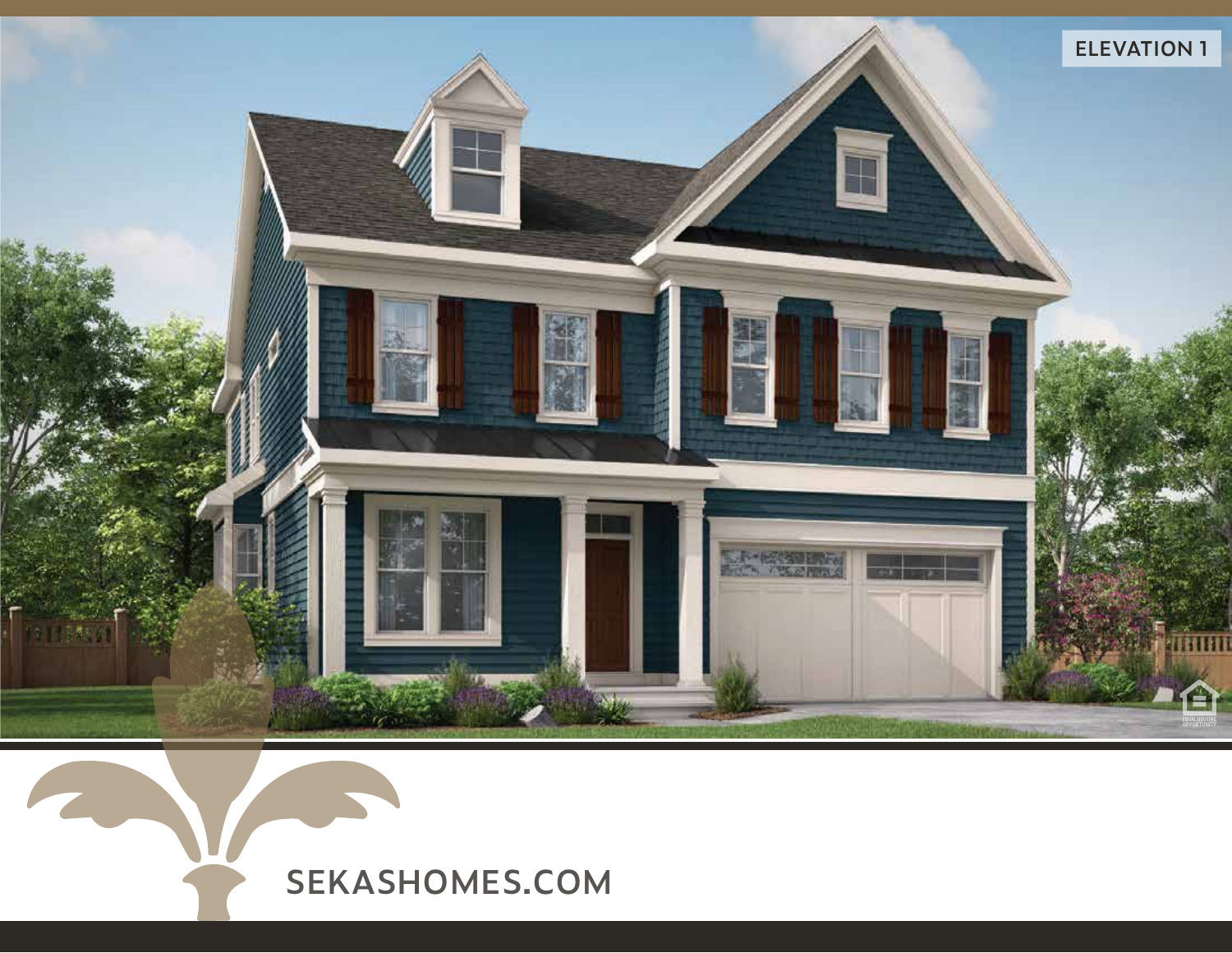ELEVATION 1

SEKASHOMES.COM